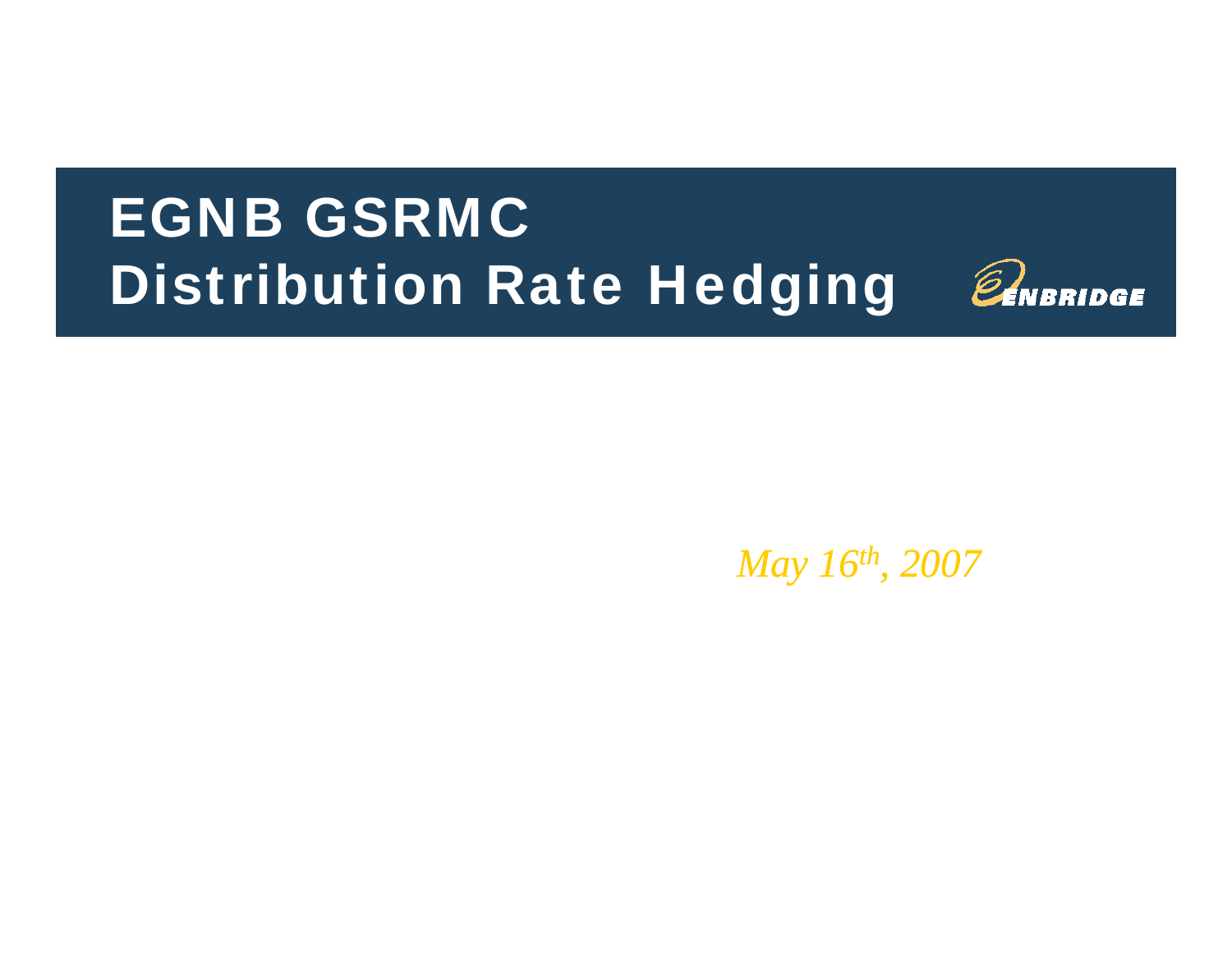# EGNB GSRMC
# Distribution Rate Hedging

ENBRIDGE

*May 16th, 2007*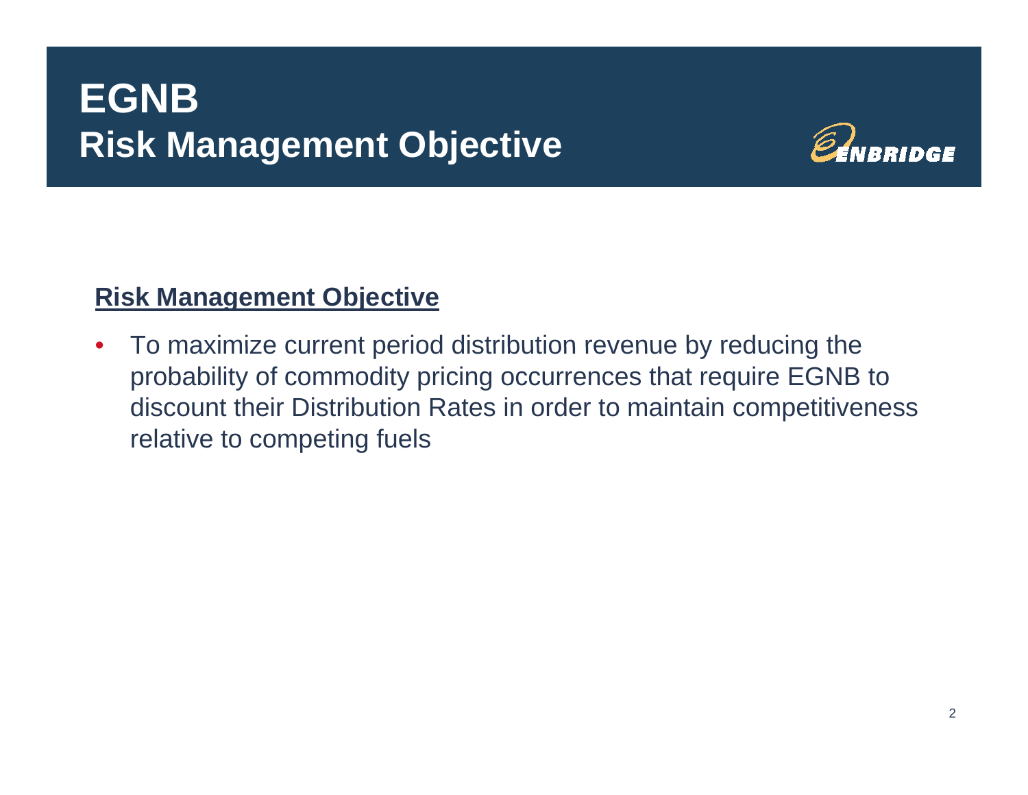# EGNB
## Risk Management Objective

**Risk Management Objective**

- To maximize current period distribution revenue by reducing the probability of commodity pricing occurrences that require EGNB to discount their Distribution Rates in order to maintain competitiveness relative to competing fuels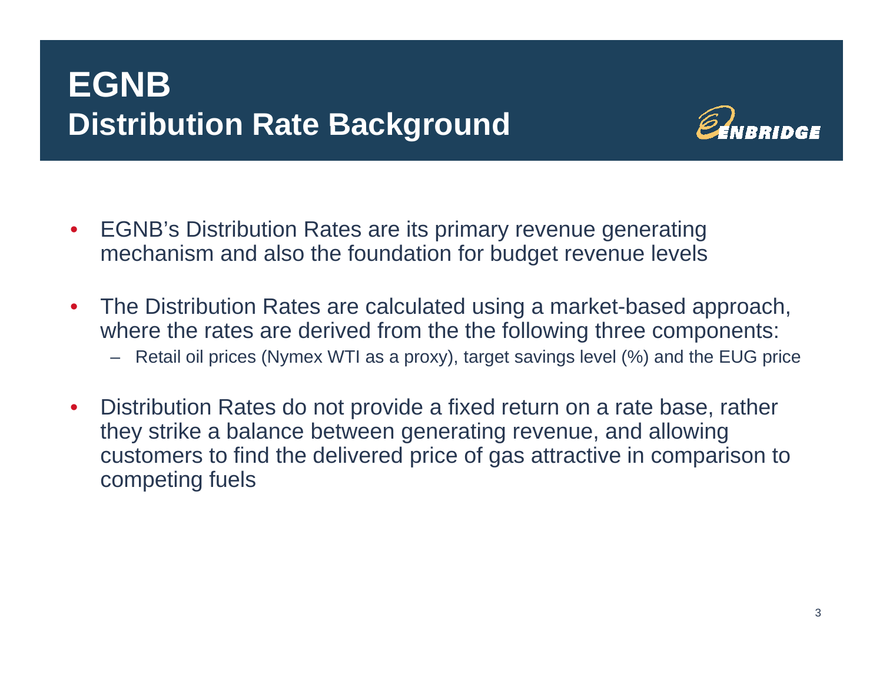# EGNB
## Distribution Rate Background

- EGNB's Distribution Rates are its primary revenue generating mechanism and also the foundation for budget revenue levels
- The Distribution Rates are calculated using a market-based approach, where the rates are derived from the the following three components:
  - Retail oil prices (Nymex WTI as a proxy), target savings level (%) and the EUG price
- Distribution Rates do not provide a fixed return on a rate base, rather they strike a balance between generating revenue, and allowing customers to find the delivered price of gas attractive in comparison to competing fuels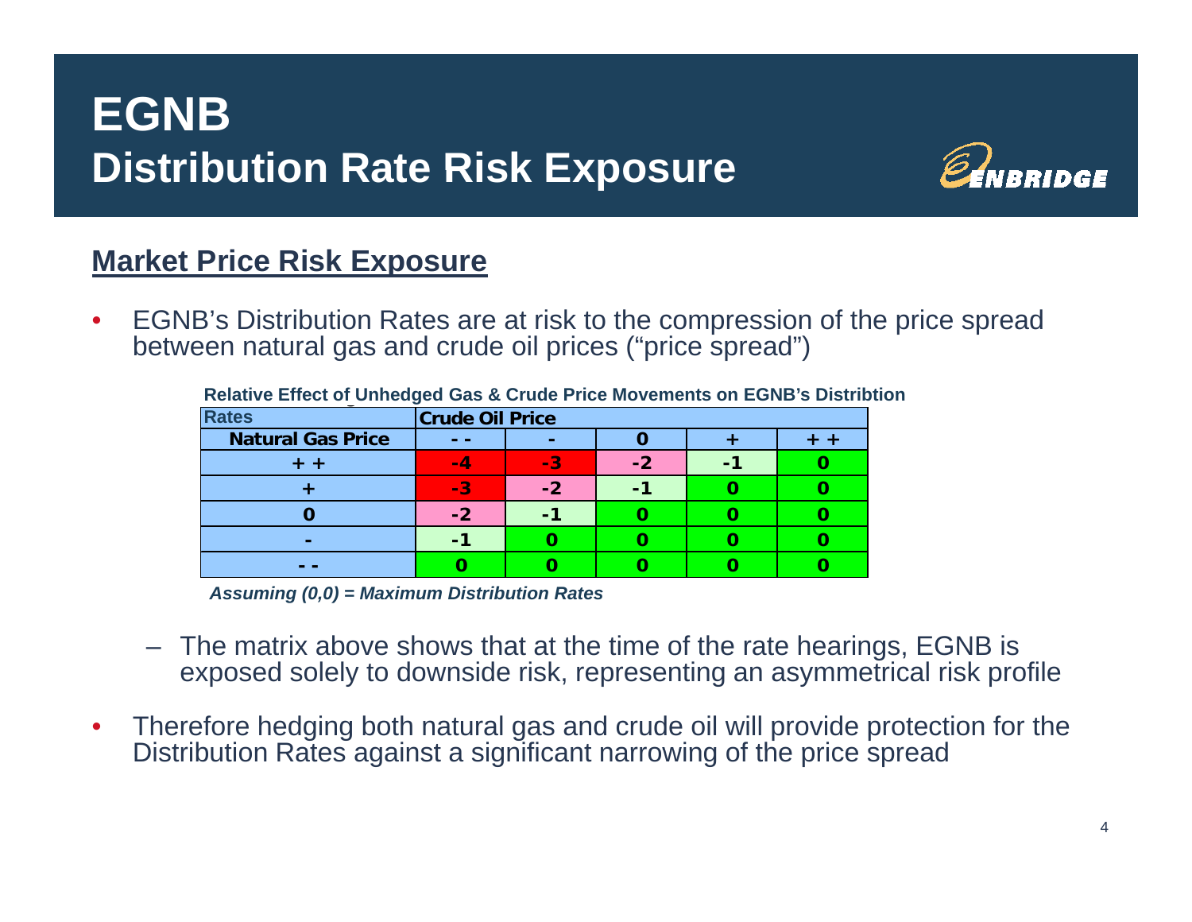# EGNB
## Distribution Rate Risk Exposure

### Market Price Risk Exposure

- EGNB's Distribution Rates are at risk to the compression of the price spread between natural gas and crude oil prices ("price spread")

**Relative Effect of Unhedged Gas & Crude Price Movements on EGNB's Distribtion**

| Rates | Crude Oil Price | | | | |
|---|---|---|---|---|---|
| **Natural Gas Price** | **- -** | **-** | **0** | **+** | **+ +** |
| **+ +** | -4 | -3 | -2 | -1 | 0 |
| **+** | -3 | -2 | -1 | 0 | 0 |
| **0** | -2 | -1 | 0 | 0 | 0 |
| **-** | -1 | 0 | 0 | 0 | 0 |
| **- -** | 0 | 0 | 0 | 0 | 0 |

***Assuming (0,0) = Maximum Distribution Rates***

- – The matrix above shows that at the time of the rate hearings, EGNB is exposed solely to downside risk, representing an asymmetrical risk profile

- Therefore hedging both natural gas and crude oil will provide protection for the Distribution Rates against a significant narrowing of the price spread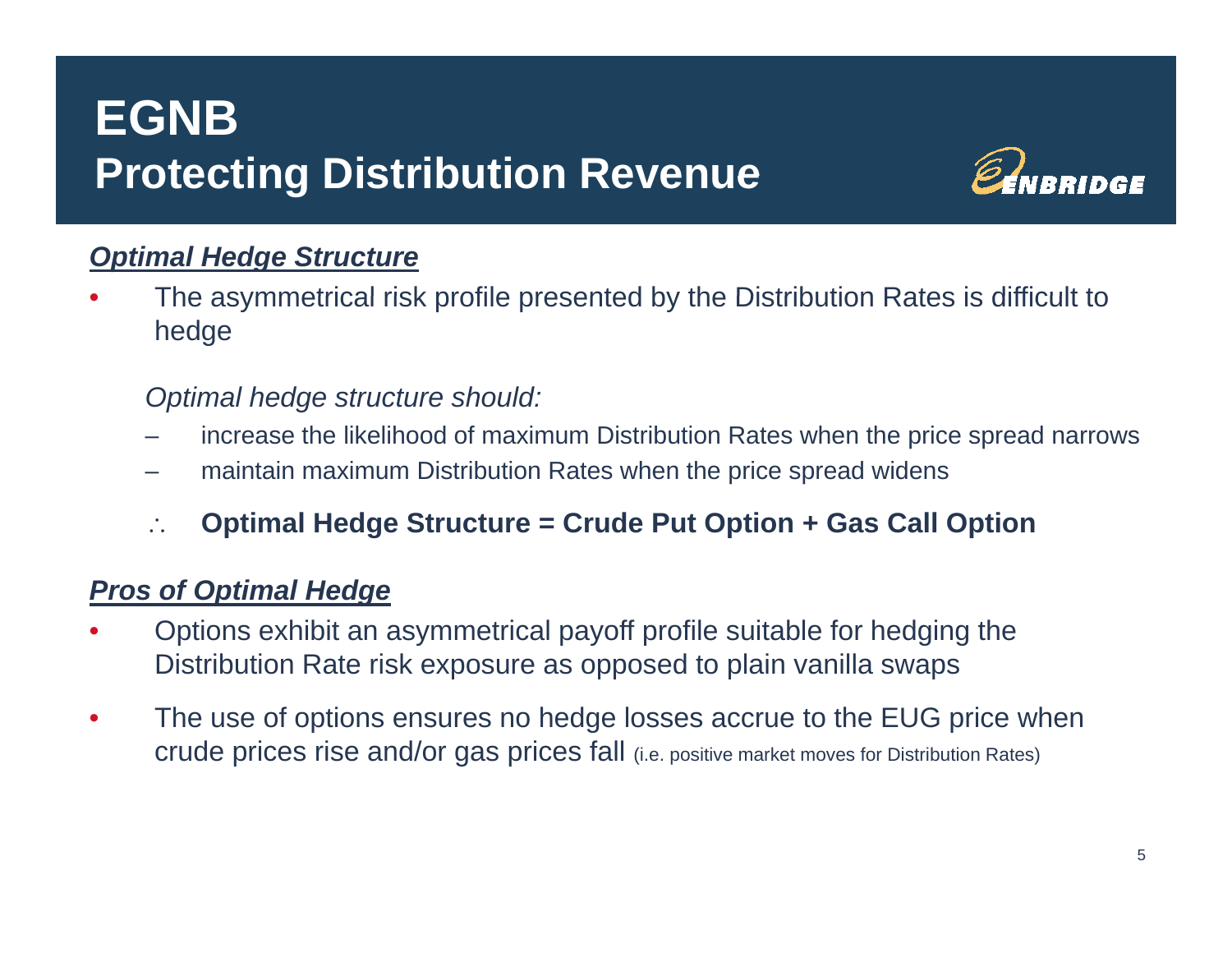# EGNB
## Protecting Distribution Revenue

***Optimal Hedge Structure***

- The asymmetrical risk profile presented by the Distribution Rates is difficult to hedge

  *Optimal hedge structure should:*

  - increase the likelihood of maximum Distribution Rates when the price spread narrows
  - maintain maximum Distribution Rates when the price spread widens

  ∴ **Optimal Hedge Structure = Crude Put Option + Gas Call Option**

***Pros of Optimal Hedge***

- Options exhibit an asymmetrical payoff profile suitable for hedging the Distribution Rate risk exposure as opposed to plain vanilla swaps
- The use of options ensures no hedge losses accrue to the EUG price when crude prices rise and/or gas prices fall (i.e. positive market moves for Distribution Rates)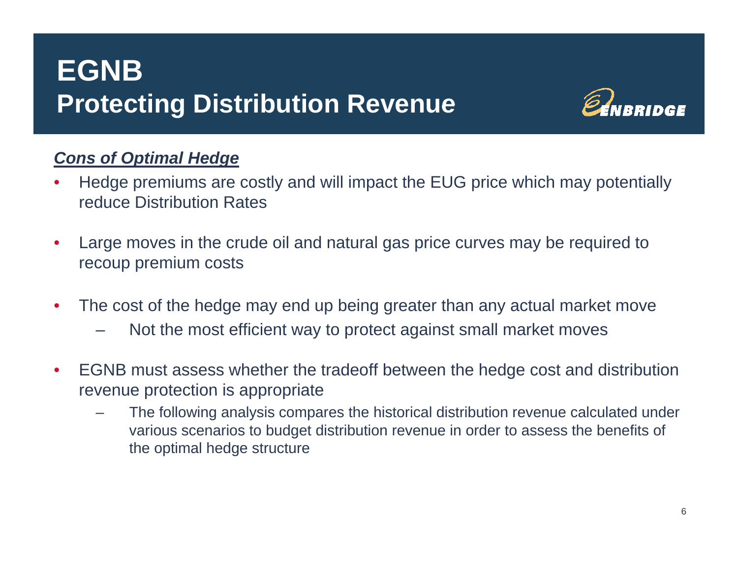# EGNB
## Protecting Distribution Revenue

***Cons of Optimal Hedge***

- Hedge premiums are costly and will impact the EUG price which may potentially reduce Distribution Rates
- Large moves in the crude oil and natural gas price curves may be required to recoup premium costs
- The cost of the hedge may end up being greater than any actual market move
  - Not the most efficient way to protect against small market moves
- EGNB must assess whether the tradeoff between the hedge cost and distribution revenue protection is appropriate
  - The following analysis compares the historical distribution revenue calculated under various scenarios to budget distribution revenue in order to assess the benefits of the optimal hedge structure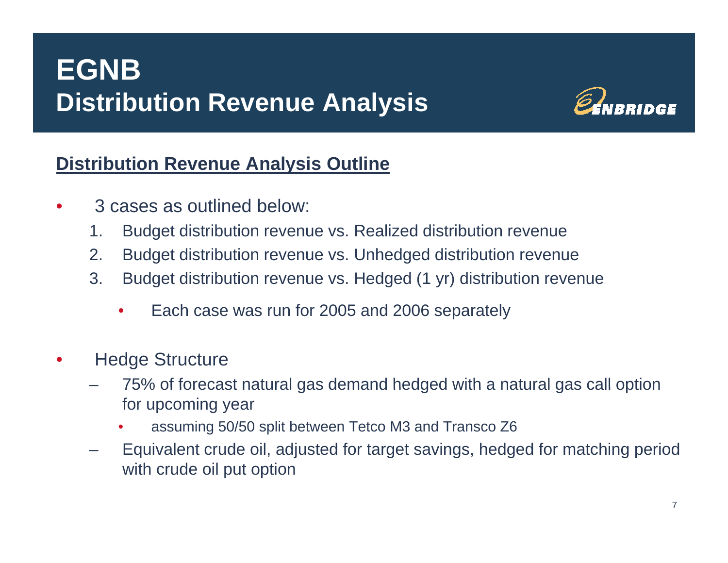# EGNB
## Distribution Revenue Analysis

**Distribution Revenue Analysis Outline**

- 3 cases as outlined below:
  1. Budget distribution revenue vs. Realized distribution revenue
  2. Budget distribution revenue vs. Unhedged distribution revenue
  3. Budget distribution revenue vs. Hedged (1 yr) distribution revenue
     - Each case was run for 2005 and 2006 separately

- Hedge Structure
  - 75% of forecast natural gas demand hedged with a natural gas call option for upcoming year
    - assuming 50/50 split between Tetco M3 and Transco Z6
  - Equivalent crude oil, adjusted for target savings, hedged for matching period with crude oil put option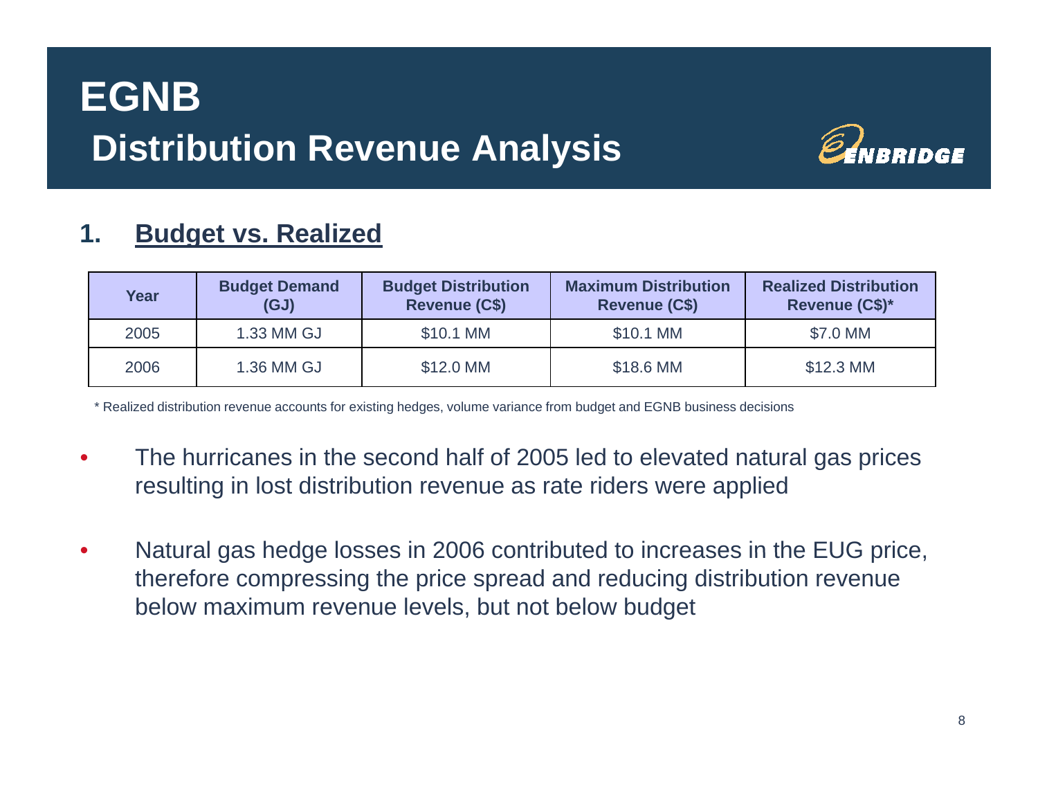# EGNB

## Distribution Revenue Analysis

### 1. Budget vs. Realized

| Year | Budget Demand (GJ) | Budget Distribution Revenue (C$) | Maximum Distribution Revenue (C$) | Realized Distribution Revenue (C$)* |
|---|---|---|---|---|
| 2005 | 1.33 MM GJ | $10.1 MM | $10.1 MM | $7.0 MM |
| 2006 | 1.36 MM GJ | $12.0 MM | $18.6 MM | $12.3 MM |

* Realized distribution revenue accounts for existing hedges, volume variance from budget and EGNB business decisions

- The hurricanes in the second half of 2005 led to elevated natural gas prices resulting in lost distribution revenue as rate riders were applied
- Natural gas hedge losses in 2006 contributed to increases in the EUG price, therefore compressing the price spread and reducing distribution revenue below maximum revenue levels, but not below budget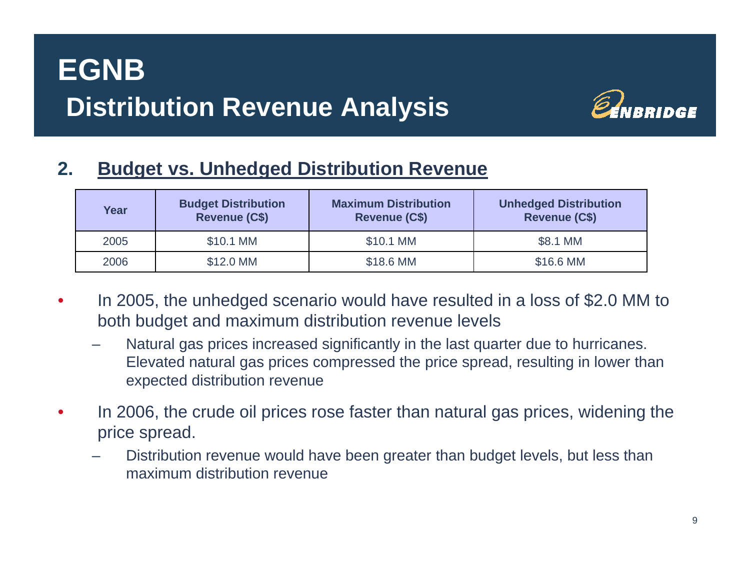# EGNB

## Distribution Revenue Analysis

### 2. Budget vs. Unhedged Distribution Revenue

| Year | Budget Distribution Revenue (C$) | Maximum Distribution Revenue (C$) | Unhedged Distribution Revenue (C$) |
|---|---|---|---|
| 2005 | $10.1 MM | $10.1 MM | $8.1 MM |
| 2006 | $12.0 MM | $18.6 MM | $16.6 MM |

- In 2005, the unhedged scenario would have resulted in a loss of $2.0 MM to both budget and maximum distribution revenue levels
  - Natural gas prices increased significantly in the last quarter due to hurricanes. Elevated natural gas prices compressed the price spread, resulting in lower than expected distribution revenue
- In 2006, the crude oil prices rose faster than natural gas prices, widening the price spread.
  - Distribution revenue would have been greater than budget levels, but less than maximum distribution revenue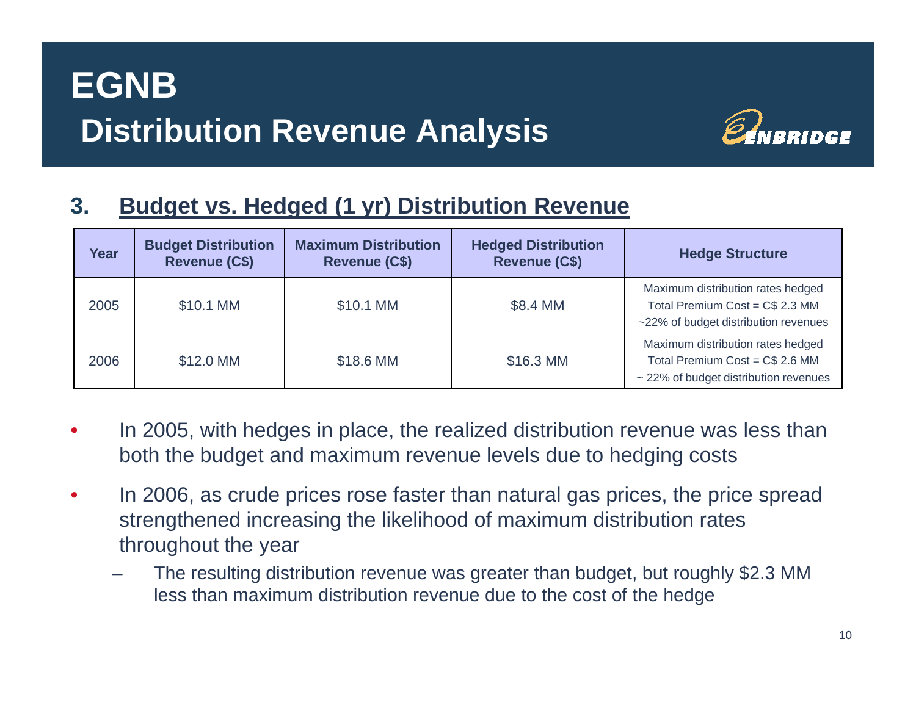# EGNB

## Distribution Revenue Analysis

### 3. Budget vs. Hedged (1 yr) Distribution Revenue

| Year | Budget Distribution Revenue (C$) | Maximum Distribution Revenue (C$) | Hedged Distribution Revenue (C$) | Hedge Structure |
|---|---|---|---|---|
| 2005 | $10.1 MM | $10.1 MM | $8.4 MM | Maximum distribution rates hedged<br>Total Premium Cost = C$ 2.3 MM<br>~22% of budget distribution revenues |
| 2006 | $12.0 MM | $18.6 MM | $16.3 MM | Maximum distribution rates hedged<br>Total Premium Cost = C$ 2.6 MM<br>~ 22% of budget distribution revenues |

- In 2005, with hedges in place, the realized distribution revenue was less than both the budget and maximum revenue levels due to hedging costs
- In 2006, as crude prices rose faster than natural gas prices, the price spread strengthened increasing the likelihood of maximum distribution rates throughout the year
  - The resulting distribution revenue was greater than budget, but roughly $2.3 MM less than maximum distribution revenue due to the cost of the hedge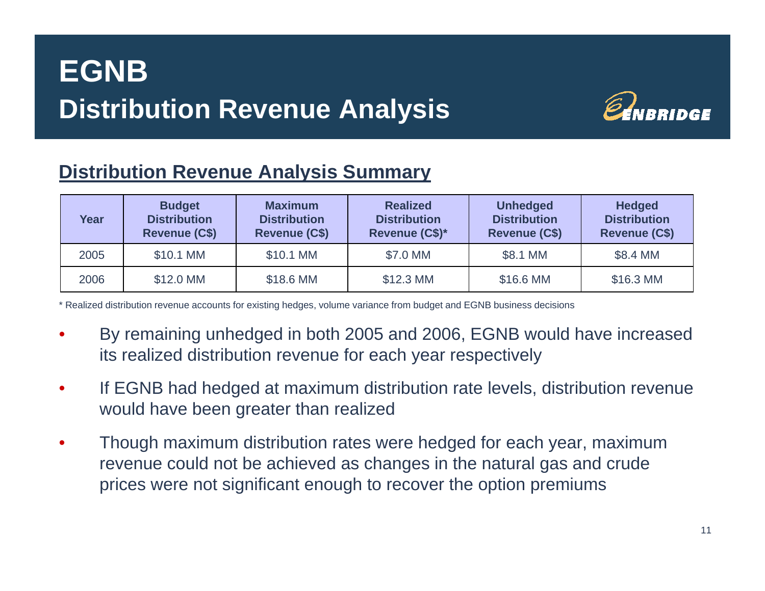# EGNB

## Distribution Revenue Analysis

### Distribution Revenue Analysis Summary

| Year | Budget Distribution Revenue (C$) | Maximum Distribution Revenue (C$) | Realized Distribution Revenue (C$)* | Unhedged Distribution Revenue (C$) | Hedged Distribution Revenue (C$) |
|---|---|---|---|---|---|
| 2005 | $10.1 MM | $10.1 MM | $7.0 MM | $8.1 MM | $8.4 MM |
| 2006 | $12.0 MM | $18.6 MM | $12.3 MM | $16.6 MM | $16.3 MM |

* Realized distribution revenue accounts for existing hedges, volume variance from budget and EGNB business decisions

- By remaining unhedged in both 2005 and 2006, EGNB would have increased its realized distribution revenue for each year respectively
- If EGNB had hedged at maximum distribution rate levels, distribution revenue would have been greater than realized
- Though maximum distribution rates were hedged for each year, maximum revenue could not be achieved as changes in the natural gas and crude prices were not significant enough to recover the option premiums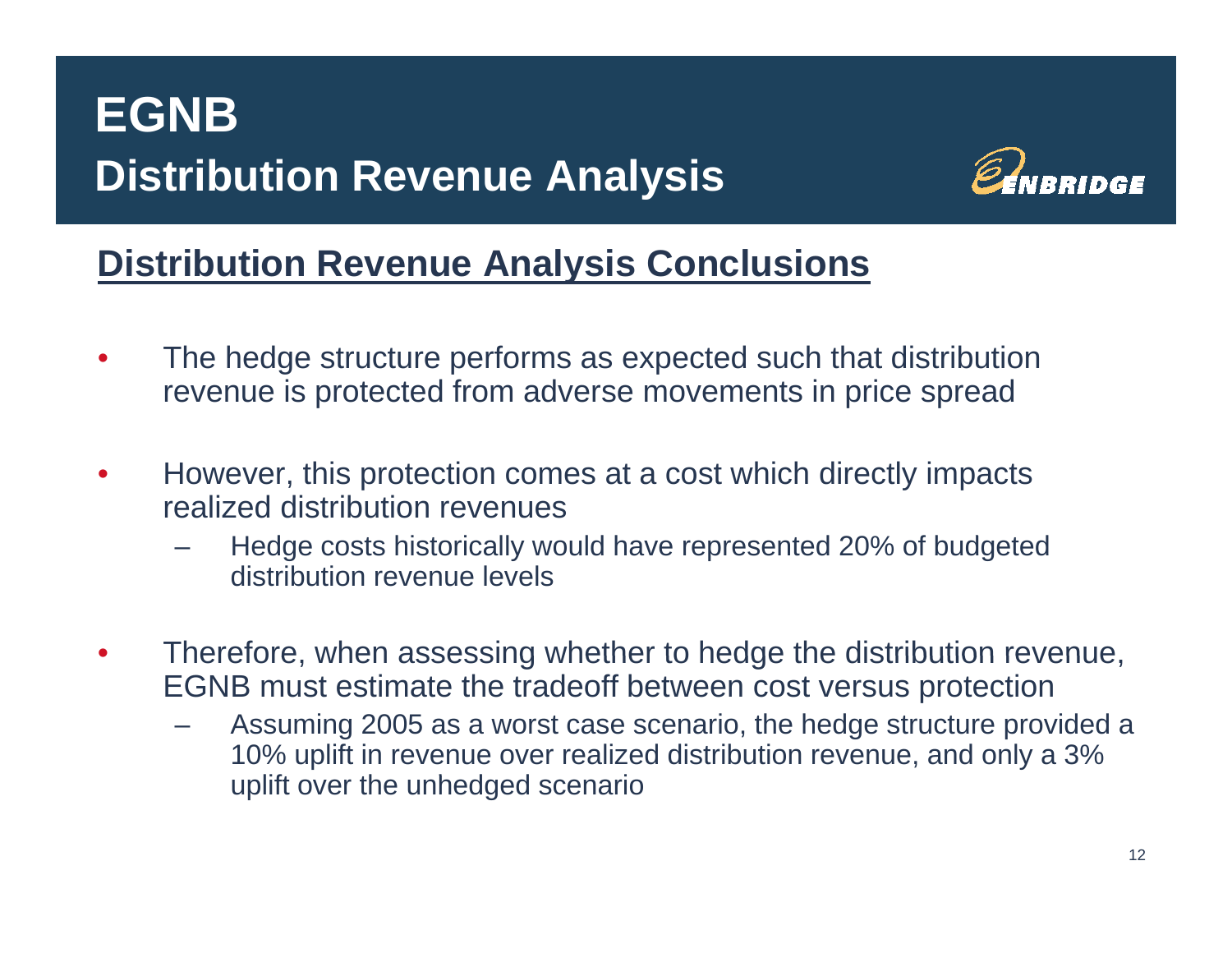# EGNB
## Distribution Revenue Analysis

ENBRIDGE

### Distribution Revenue Analysis Conclusions

- The hedge structure performs as expected such that distribution revenue is protected from adverse movements in price spread
- However, this protection comes at a cost which directly impacts realized distribution revenues
  - Hedge costs historically would have represented 20% of budgeted distribution revenue levels
- Therefore, when assessing whether to hedge the distribution revenue, EGNB must estimate the tradeoff between cost versus protection
  - Assuming 2005 as a worst case scenario, the hedge structure provided a 10% uplift in revenue over realized distribution revenue, and only a 3% uplift over the unhedged scenario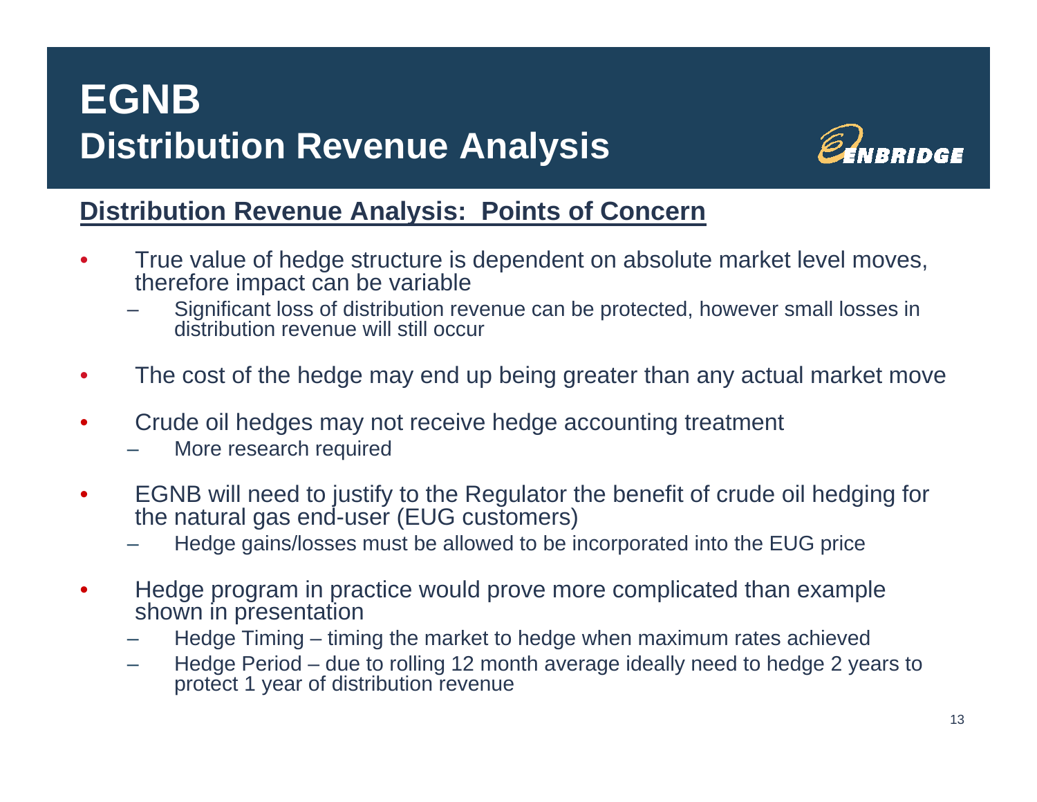# EGNB

## Distribution Revenue Analysis

### Distribution Revenue Analysis: Points of Concern

- True value of hedge structure is dependent on absolute market level moves, therefore impact can be variable
  - Significant loss of distribution revenue can be protected, however small losses in distribution revenue will still occur
- The cost of the hedge may end up being greater than any actual market move
- Crude oil hedges may not receive hedge accounting treatment
  - More research required
- EGNB will need to justify to the Regulator the benefit of crude oil hedging for the natural gas end-user (EUG customers)
  - Hedge gains/losses must be allowed to be incorporated into the EUG price
- Hedge program in practice would prove more complicated than example shown in presentation
  - Hedge Timing – timing the market to hedge when maximum rates achieved
  - Hedge Period – due to rolling 12 month average ideally need to hedge 2 years to protect 1 year of distribution revenue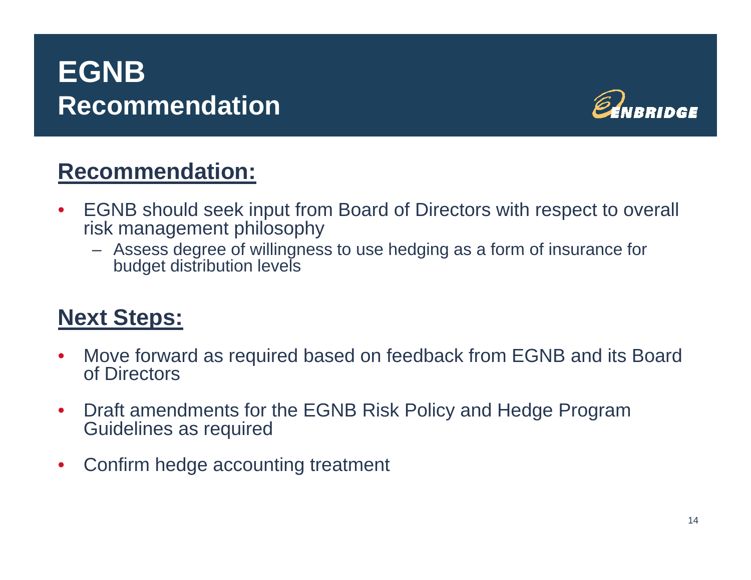# EGNB
## Recommendation

ENBRIDGE

**Recommendation:**

- EGNB should seek input from Board of Directors with respect to overall risk management philosophy
  - Assess degree of willingness to use hedging as a form of insurance for budget distribution levels

**Next Steps:**

- Move forward as required based on feedback from EGNB and its Board of Directors
- Draft amendments for the EGNB Risk Policy and Hedge Program Guidelines as required
- Confirm hedge accounting treatment